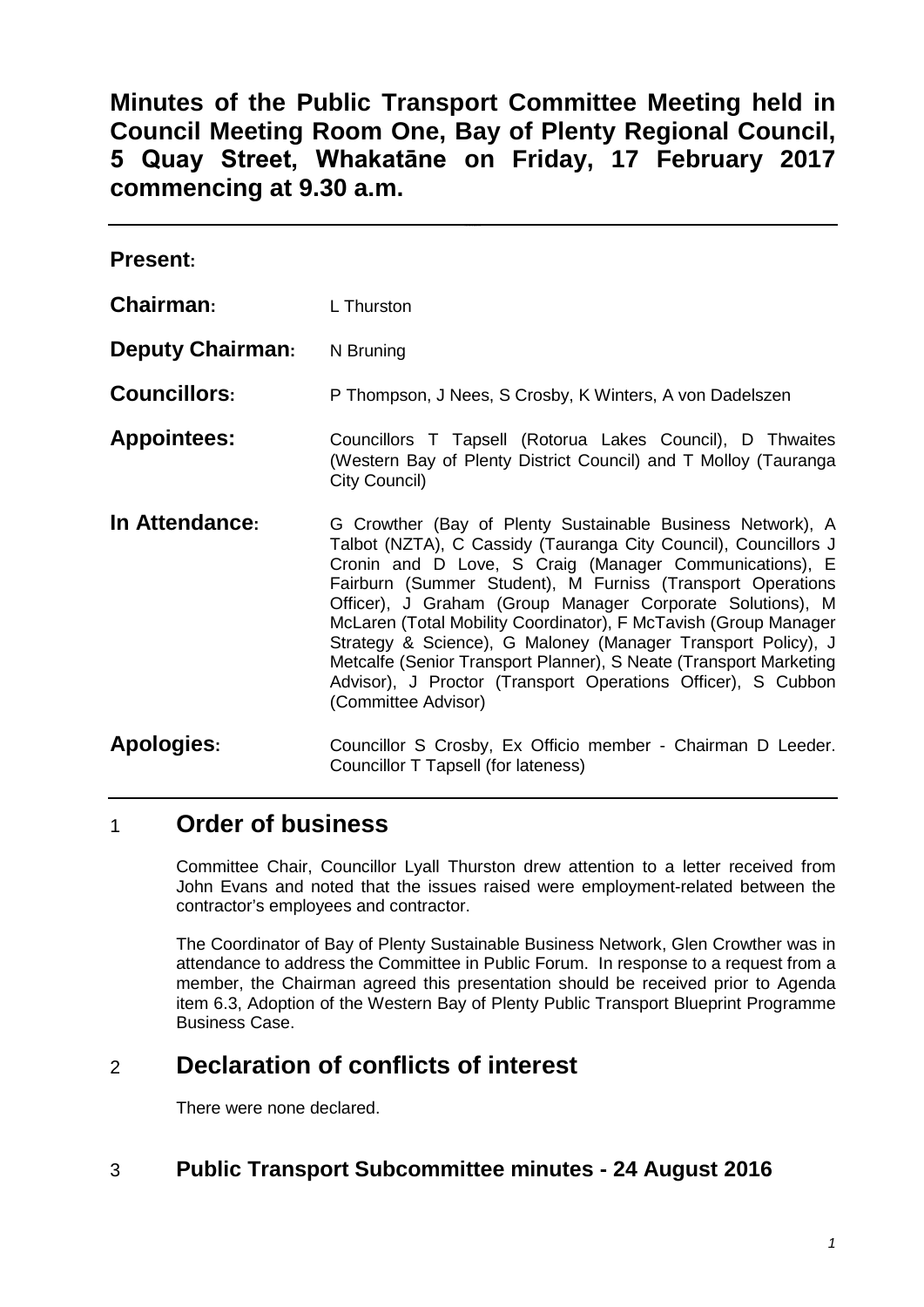# Minutes of the Public Transport Committee Meeting held in Council Meeting Room One, Bay of Plenty Regional Council, 5 Quay Street, Whakatāne on Friday, 17 February 2017 commencing at 9.30 a.m.

**Present:**

**Chairman:** L Thurston

**Deputy Chairman:** N Bruning

**Councillors:** P Thompson, J Nees, S Crosby, K Winters, A von Dadelszen

**Appointees:** Councillors T Tapsell (Rotorua Lakes Council), D Thwaites (Western Bay of Plenty District Council) and T Molloy (Tauranga City Council)

**In Attendance:** G Crowther (Bay of Plenty Sustainable Business Network), A Talbot (NZTA), C Cassidy (Tauranga City Council), Councillors J Cronin and D Love, S Craig (Manager Communications), E Fairburn (Summer Student), M Furniss (Transport Operations Officer), J Graham (Group Manager Corporate Solutions), M McLaren (Total Mobility Coordinator), F McTavish (Group Manager Strategy & Science), G Maloney (Manager Transport Policy), J Metcalfe (Senior Transport Planner), S Neate (Transport Marketing Advisor), J Proctor (Transport Operations Officer), S Cubbon (Committee Advisor)

**Apologies:** Councillor S Crosby, Ex Officio member - Chairman D Leeder. Councillor T Tapsell (for lateness)

## 1 Order of business

Committee Chair, Councillor Lyall Thurston drew attention to a letter received from John Evans and noted that the issues raised were employment-related between the contractor's employees and contractor.

The Coordinator of Bay of Plenty Sustainable Business Network, Glen Crowther was in attendance to address the Committee in Public Forum. In response to a request from a member, the Chairman agreed this presentation should be received prior to Agenda item 6.3, Adoption of the Western Bay of Plenty Public Transport Blueprint Programme Business Case.

## 2 Declaration of conflicts of interest

There were none declared.

## 3 Public Transport Subcommittee minutes - 24 August 2016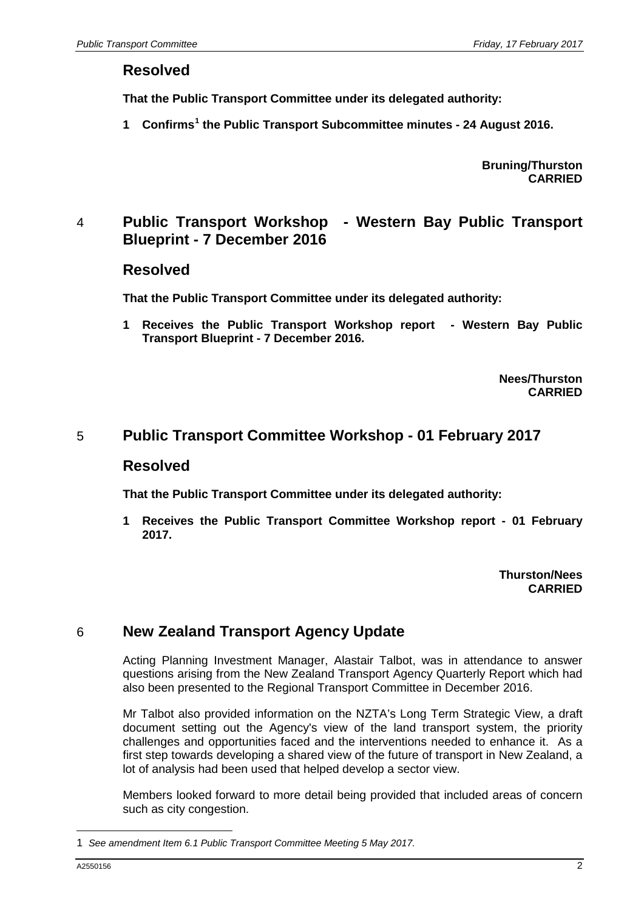## Resolved

**That the Public Transport Committee under its delegated authority:**

**1 Confirms[1] the Public Transport Subcommittee minutes - 24 August 2016.**

**Bruning/Thurston**
**CARRIED**

## 4 Public Transport Workshop - Western Bay Public Transport Blueprint - 7 December 2016

## Resolved

**That the Public Transport Committee under its delegated authority:**

**1 Receives the Public Transport Workshop report - Western Bay Public Transport Blueprint - 7 December 2016.**

**Nees/Thurston**
**CARRIED**

## 5 Public Transport Committee Workshop - 01 February 2017

## Resolved

**That the Public Transport Committee under its delegated authority:**

**1 Receives the Public Transport Committee Workshop report - 01 February 2017.**

**Thurston/Nees**
**CARRIED**

## 6 New Zealand Transport Agency Update

Acting Planning Investment Manager, Alastair Talbot, was in attendance to answer questions arising from the New Zealand Transport Agency Quarterly Report which had also been presented to the Regional Transport Committee in December 2016.

Mr Talbot also provided information on the NZTA's Long Term Strategic View, a draft document setting out the Agency's view of the land transport system, the priority challenges and opportunities faced and the interventions needed to enhance it. As a first step towards developing a shared view of the future of transport in New Zealand, a lot of analysis had been used that helped develop a sector view.

Members looked forward to more detail being provided that included areas of concern such as city congestion.

---

1 *See amendment Item 6.1 Public Transport Committee Meeting 5 May 2017.*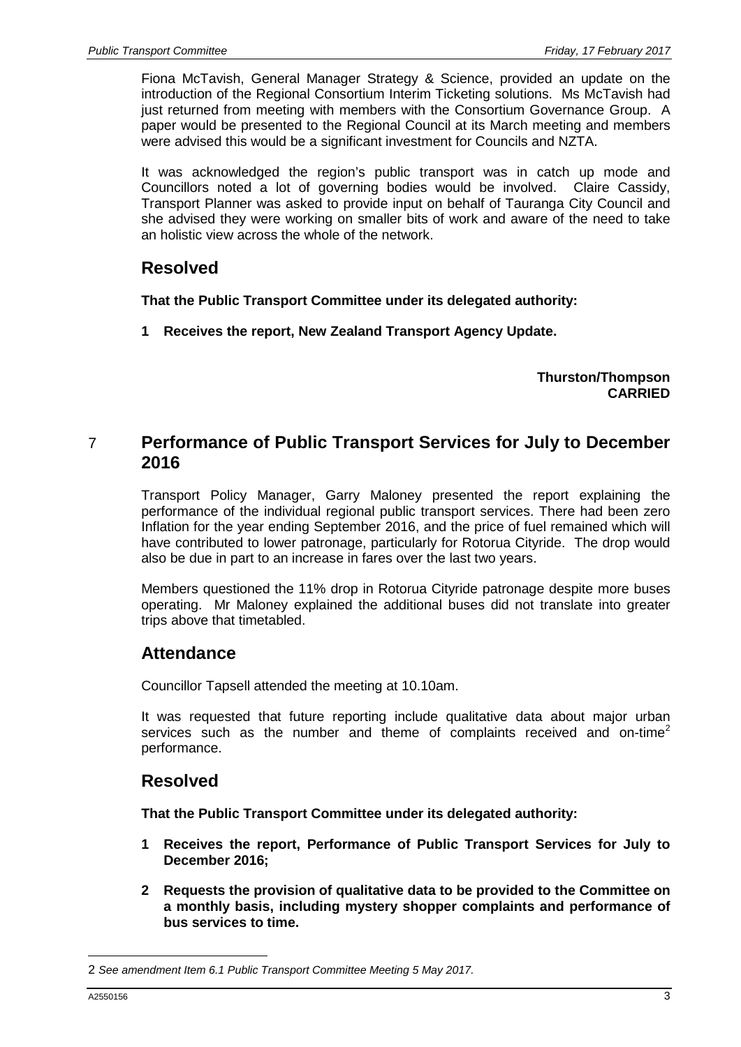Fiona McTavish, General Manager Strategy & Science, provided an update on the introduction of the Regional Consortium Interim Ticketing solutions. Ms McTavish had just returned from meeting with members with the Consortium Governance Group. A paper would be presented to the Regional Council at its March meeting and members were advised this would be a significant investment for Councils and NZTA.

It was acknowledged the region's public transport was in catch up mode and Councillors noted a lot of governing bodies would be involved. Claire Cassidy, Transport Planner was asked to provide input on behalf of Tauranga City Council and she advised they were working on smaller bits of work and aware of the need to take an holistic view across the whole of the network.

## Resolved

**That the Public Transport Committee under its delegated authority:**

**1 Receives the report, New Zealand Transport Agency Update.**

**Thurston/Thompson**
**CARRIED**

# 7 Performance of Public Transport Services for July to December 2016

Transport Policy Manager, Garry Maloney presented the report explaining the performance of the individual regional public transport services. There had been zero Inflation for the year ending September 2016, and the price of fuel remained which will have contributed to lower patronage, particularly for Rotorua Cityride. The drop would also be due in part to an increase in fares over the last two years.

Members questioned the 11% drop in Rotorua Cityride patronage despite more buses operating. Mr Maloney explained the additional buses did not translate into greater trips above that timetabled.

## Attendance

Councillor Tapsell attended the meeting at 10.10am.

It was requested that future reporting include qualitative data about major urban services such as the number and theme of complaints received and on-time[2] performance.

## Resolved

**That the Public Transport Committee under its delegated authority:**

**1 Receives the report, Performance of Public Transport Services for July to December 2016;**

**2 Requests the provision of qualitative data to be provided to the Committee on a monthly basis, including mystery shopper complaints and performance of bus services to time.**

---

2 *See amendment Item 6.1 Public Transport Committee Meeting 5 May 2017.*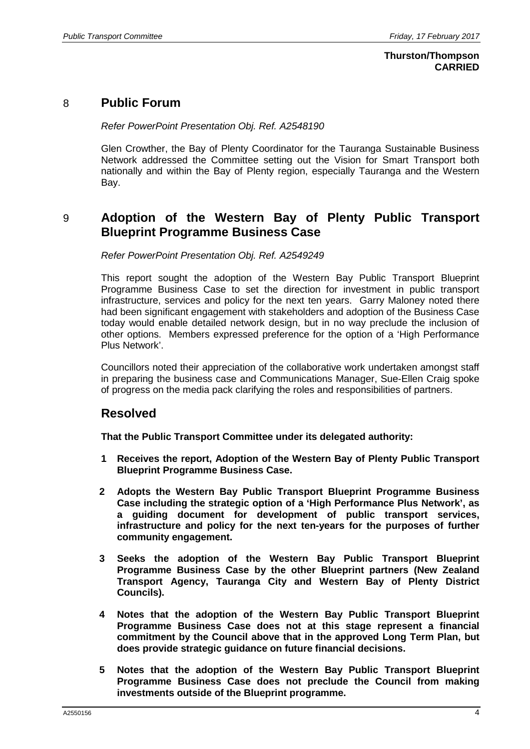**Thurston/Thompson**
**CARRIED**

## 8 Public Forum

*Refer PowerPoint Presentation Obj. Ref. A2548190*

Glen Crowther, the Bay of Plenty Coordinator for the Tauranga Sustainable Business Network addressed the Committee setting out the Vision for Smart Transport both nationally and within the Bay of Plenty region, especially Tauranga and the Western Bay.

## 9 Adoption of the Western Bay of Plenty Public Transport Blueprint Programme Business Case

*Refer PowerPoint Presentation Obj. Ref. A2549249*

This report sought the adoption of the Western Bay Public Transport Blueprint Programme Business Case to set the direction for investment in public transport infrastructure, services and policy for the next ten years. Garry Maloney noted there had been significant engagement with stakeholders and adoption of the Business Case today would enable detailed network design, but in no way preclude the inclusion of other options. Members expressed preference for the option of a 'High Performance Plus Network'.

Councillors noted their appreciation of the collaborative work undertaken amongst staff in preparing the business case and Communications Manager, Sue-Ellen Craig spoke of progress on the media pack clarifying the roles and responsibilities of partners.

### Resolved

**That the Public Transport Committee under its delegated authority:**

1. **Receives the report, Adoption of the Western Bay of Plenty Public Transport Blueprint Programme Business Case.**
2. **Adopts the Western Bay Public Transport Blueprint Programme Business Case including the strategic option of a 'High Performance Plus Network', as a guiding document for development of public transport services, infrastructure and policy for the next ten-years for the purposes of further community engagement.**
3. **Seeks the adoption of the Western Bay Public Transport Blueprint Programme Business Case by the other Blueprint partners (New Zealand Transport Agency, Tauranga City and Western Bay of Plenty District Councils).**
4. **Notes that the adoption of the Western Bay Public Transport Blueprint Programme Business Case does not at this stage represent a financial commitment by the Council above that in the approved Long Term Plan, but does provide strategic guidance on future financial decisions.**
5. **Notes that the adoption of the Western Bay Public Transport Blueprint Programme Business Case does not preclude the Council from making investments outside of the Blueprint programme.**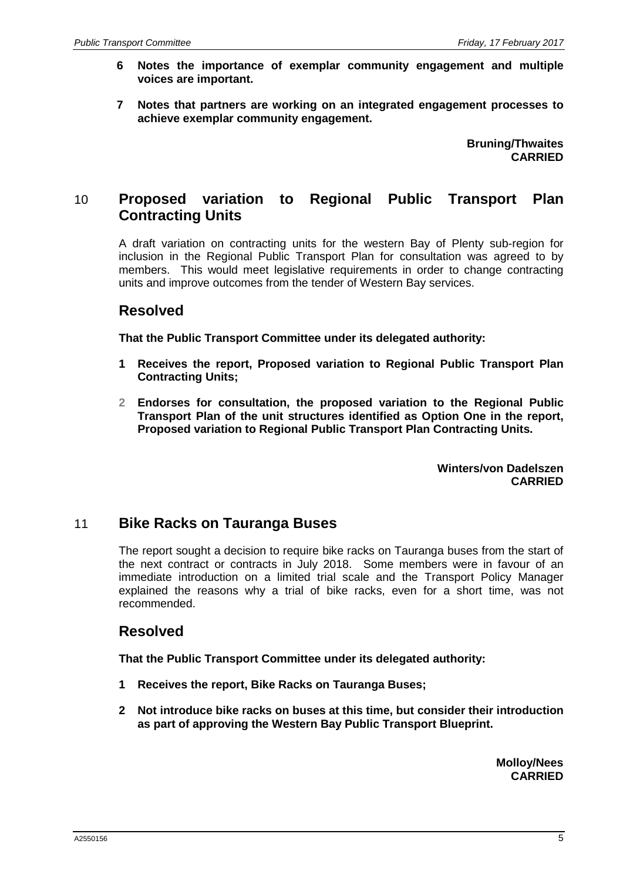**6 Notes the importance of exemplar community engagement and multiple voices are important.**

**7 Notes that partners are working on an integrated engagement processes to achieve exemplar community engagement.**

**Bruning/Thwaites**
**CARRIED**

## 10 Proposed variation to Regional Public Transport Plan Contracting Units

A draft variation on contracting units for the western Bay of Plenty sub-region for inclusion in the Regional Public Transport Plan for consultation was agreed to by members. This would meet legislative requirements in order to change contracting units and improve outcomes from the tender of Western Bay services.

### Resolved

**That the Public Transport Committee under its delegated authority:**

**1 Receives the report, Proposed variation to Regional Public Transport Plan Contracting Units;**

**2 Endorses for consultation, the proposed variation to the Regional Public Transport Plan of the unit structures identified as Option One in the report, Proposed variation to Regional Public Transport Plan Contracting Units.**

**Winters/von Dadelszen**
**CARRIED**

## 11 Bike Racks on Tauranga Buses

The report sought a decision to require bike racks on Tauranga buses from the start of the next contract or contracts in July 2018. Some members were in favour of an immediate introduction on a limited trial scale and the Transport Policy Manager explained the reasons why a trial of bike racks, even for a short time, was not recommended.

### Resolved

**That the Public Transport Committee under its delegated authority:**

**1 Receives the report, Bike Racks on Tauranga Buses;**

**2 Not introduce bike racks on buses at this time, but consider their introduction as part of approving the Western Bay Public Transport Blueprint.**

**Molloy/Nees**
**CARRIED**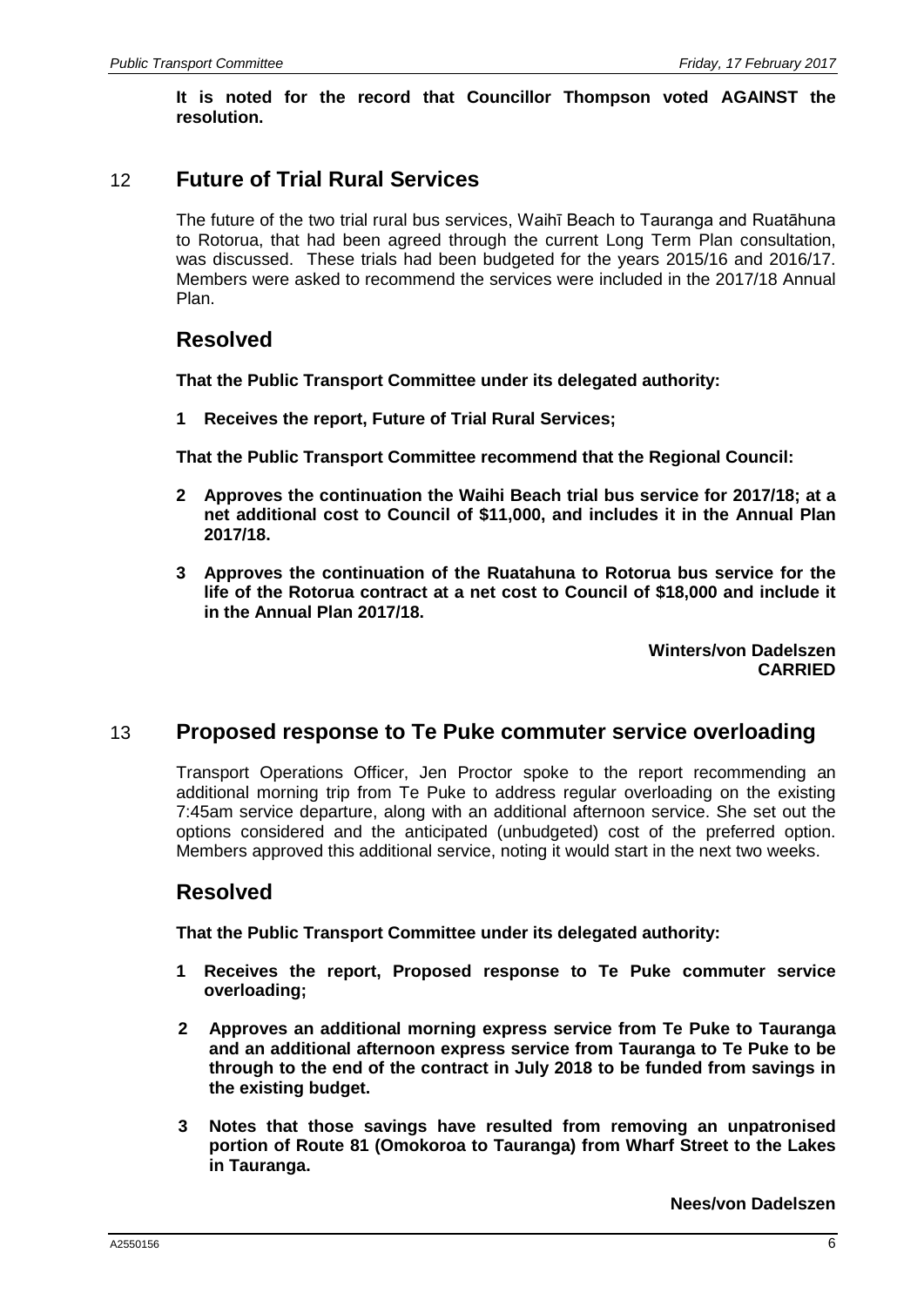**It is noted for the record that Councillor Thompson voted AGAINST the resolution.**

## 12 Future of Trial Rural Services

The future of the two trial rural bus services, Waihī Beach to Tauranga and Ruatāhuna to Rotorua, that had been agreed through the current Long Term Plan consultation, was discussed. These trials had been budgeted for the years 2015/16 and 2016/17. Members were asked to recommend the services were included in the 2017/18 Annual Plan.

### Resolved

**That the Public Transport Committee under its delegated authority:**

**1 Receives the report, Future of Trial Rural Services;**

**That the Public Transport Committee recommend that the Regional Council:**

**2 Approves the continuation the Waihi Beach trial bus service for 2017/18; at a net additional cost to Council of $11,000, and includes it in the Annual Plan 2017/18.**

**3 Approves the continuation of the Ruatahuna to Rotorua bus service for the life of the Rotorua contract at a net cost to Council of $18,000 and include it in the Annual Plan 2017/18.**

**Winters/von Dadelszen**
**CARRIED**

## 13 Proposed response to Te Puke commuter service overloading

Transport Operations Officer, Jen Proctor spoke to the report recommending an additional morning trip from Te Puke to address regular overloading on the existing 7:45am service departure, along with an additional afternoon service. She set out the options considered and the anticipated (unbudgeted) cost of the preferred option. Members approved this additional service, noting it would start in the next two weeks.

### Resolved

**That the Public Transport Committee under its delegated authority:**

**1 Receives the report, Proposed response to Te Puke commuter service overloading;**

**2 Approves an additional morning express service from Te Puke to Tauranga and an additional afternoon express service from Tauranga to Te Puke to be through to the end of the contract in July 2018 to be funded from savings in the existing budget.**

**3 Notes that those savings have resulted from removing an unpatronised portion of Route 81 (Omokoroa to Tauranga) from Wharf Street to the Lakes in Tauranga.**

**Nees/von Dadelszen**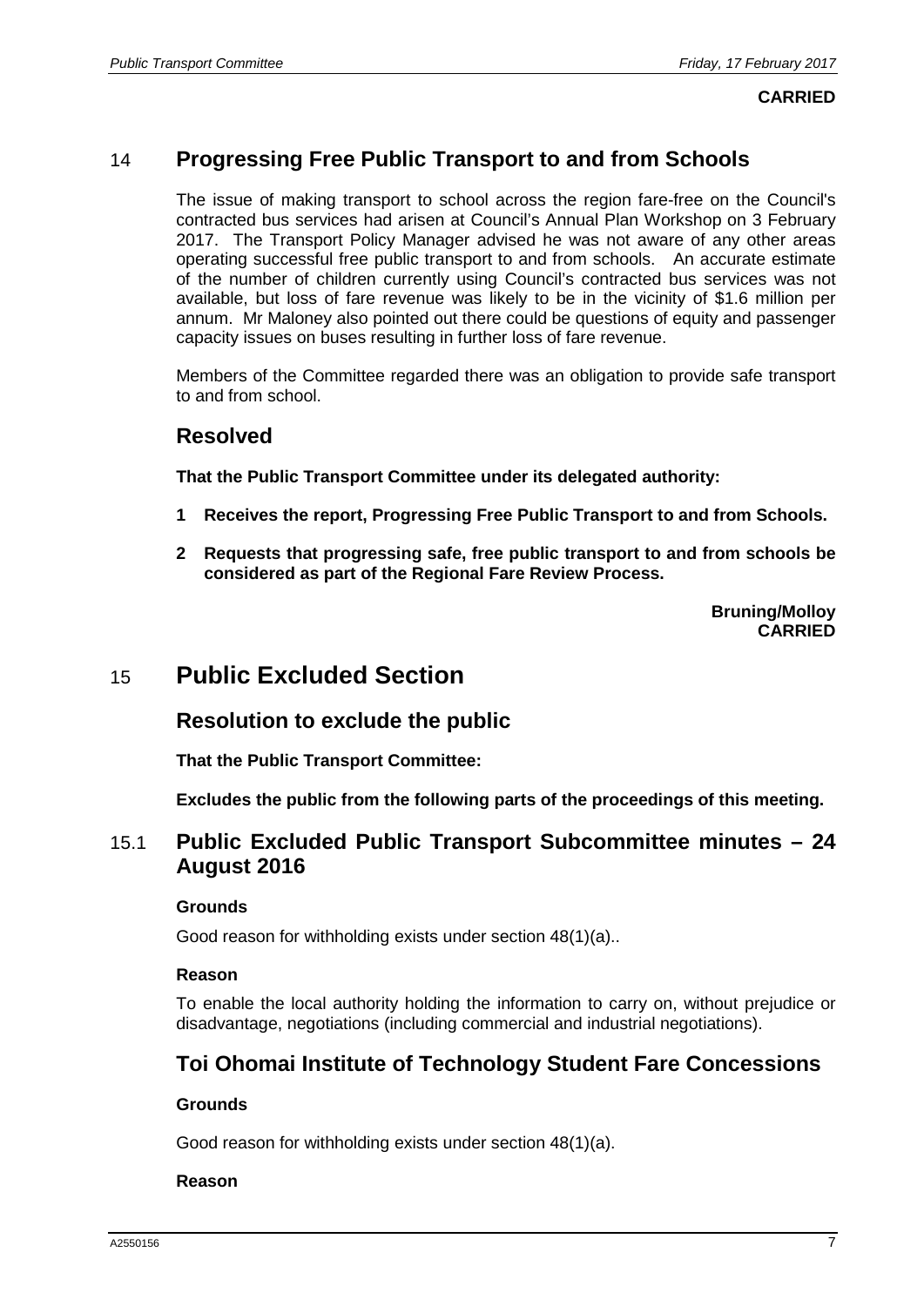**CARRIED**

## 14 Progressing Free Public Transport to and from Schools

The issue of making transport to school across the region fare-free on the Council's contracted bus services had arisen at Council's Annual Plan Workshop on 3 February 2017. The Transport Policy Manager advised he was not aware of any other areas operating successful free public transport to and from schools. An accurate estimate of the number of children currently using Council's contracted bus services was not available, but loss of fare revenue was likely to be in the vicinity of $1.6 million per annum. Mr Maloney also pointed out there could be questions of equity and passenger capacity issues on buses resulting in further loss of fare revenue.

Members of the Committee regarded there was an obligation to provide safe transport to and from school.

### Resolved

**That the Public Transport Committee under its delegated authority:**

**1 Receives the report, Progressing Free Public Transport to and from Schools.**

**2 Requests that progressing safe, free public transport to and from schools be considered as part of the Regional Fare Review Process.**

**Bruning/Molloy**
**CARRIED**

## 15 Public Excluded Section

### Resolution to exclude the public

**That the Public Transport Committee:**

**Excludes the public from the following parts of the proceedings of this meeting.**

### 15.1 Public Excluded Public Transport Subcommittee minutes – 24 August 2016

**Grounds**

Good reason for withholding exists under section 48(1)(a)..

**Reason**

To enable the local authority holding the information to carry on, without prejudice or disadvantage, negotiations (including commercial and industrial negotiations).

### Toi Ohomai Institute of Technology Student Fare Concessions

**Grounds**

Good reason for withholding exists under section 48(1)(a).

**Reason**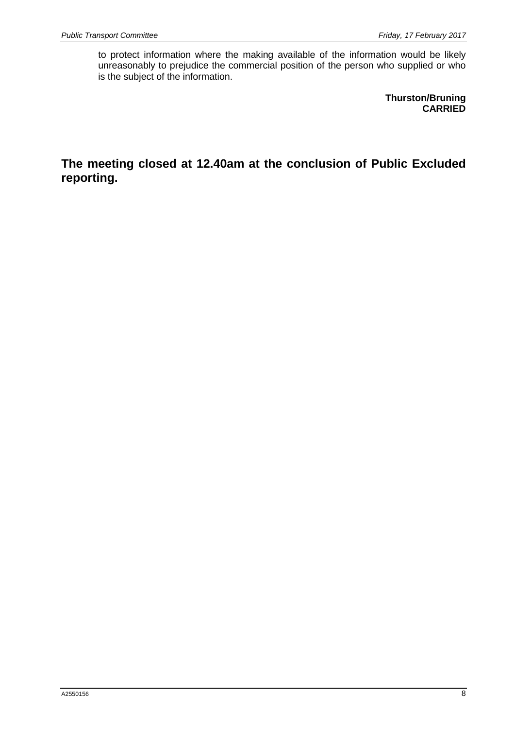to protect information where the making available of the information would be likely unreasonably to prejudice the commercial position of the person who supplied or who is the subject of the information.

**Thurston/Bruning**
**CARRIED**

**The meeting closed at 12.40am at the conclusion of Public Excluded reporting.**